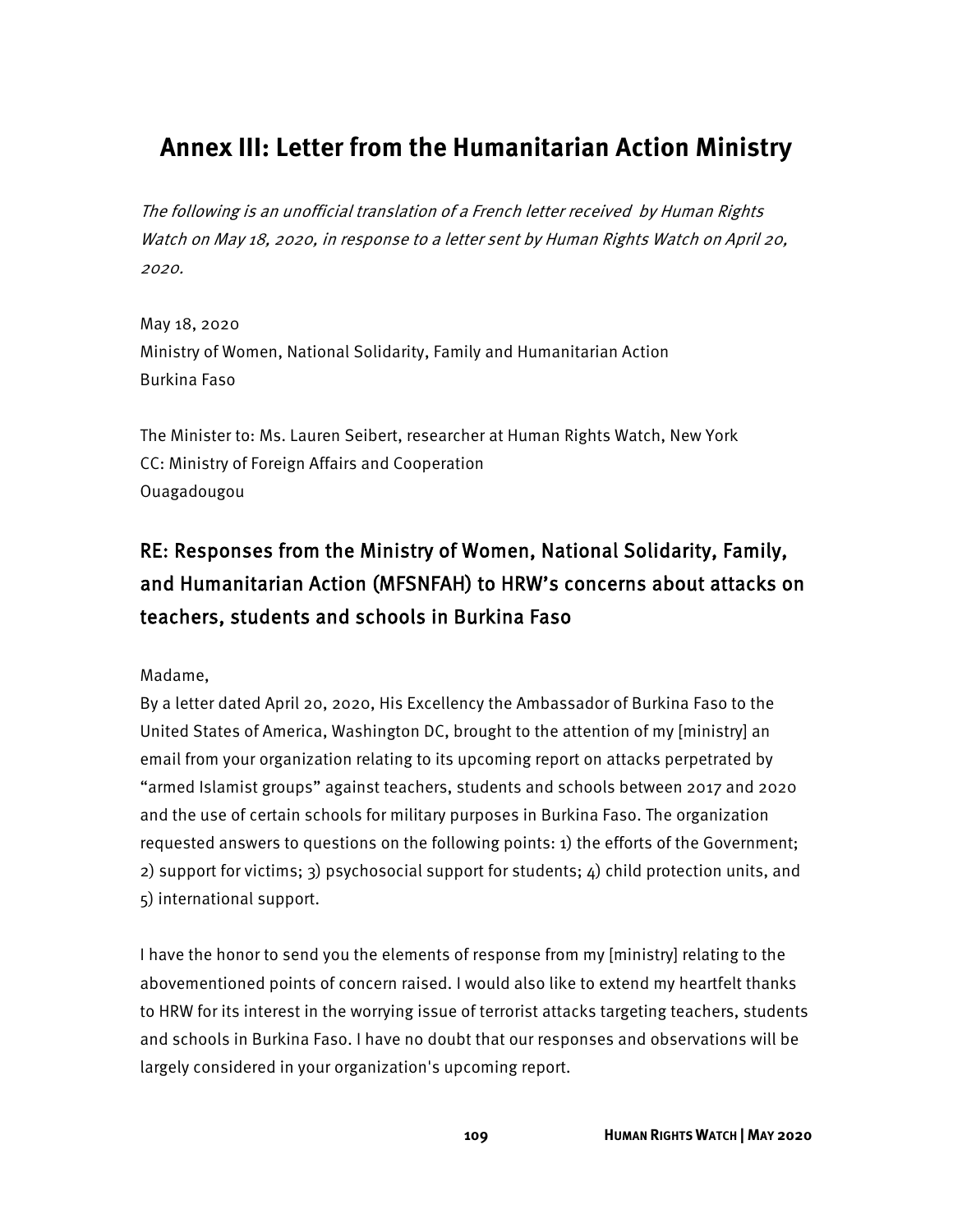# Annex III: Letter from the Humanitarian Action Ministry

*The following is an unofficial translation of a French letter received by Human Rights Watch on May 18, 2020, in response to a letter sent by Human Rights Watch on April 20, 2020.*

May 18, 2020
Ministry of Women, National Solidarity, Family and Humanitarian Action
Burkina Faso

The Minister to: Ms. Lauren Seibert, researcher at Human Rights Watch, New York
CC: Ministry of Foreign Affairs and Cooperation
Ouagadougou

## RE: Responses from the Ministry of Women, National Solidarity, Family, and Humanitarian Action (MFSNFAH) to HRW's concerns about attacks on teachers, students and schools in Burkina Faso

Madame,

By a letter dated April 20, 2020, His Excellency the Ambassador of Burkina Faso to the United States of America, Washington DC, brought to the attention of my [ministry] an email from your organization relating to its upcoming report on attacks perpetrated by "armed Islamist groups" against teachers, students and schools between 2017 and 2020 and the use of certain schools for military purposes in Burkina Faso. The organization requested answers to questions on the following points: 1) the efforts of the Government; 2) support for victims; 3) psychosocial support for students; 4) child protection units, and 5) international support.

I have the honor to send you the elements of response from my [ministry] relating to the abovementioned points of concern raised. I would also like to extend my heartfelt thanks to HRW for its interest in the worrying issue of terrorist attacks targeting teachers, students and schools in Burkina Faso. I have no doubt that our responses and observations will be largely considered in your organization's upcoming report.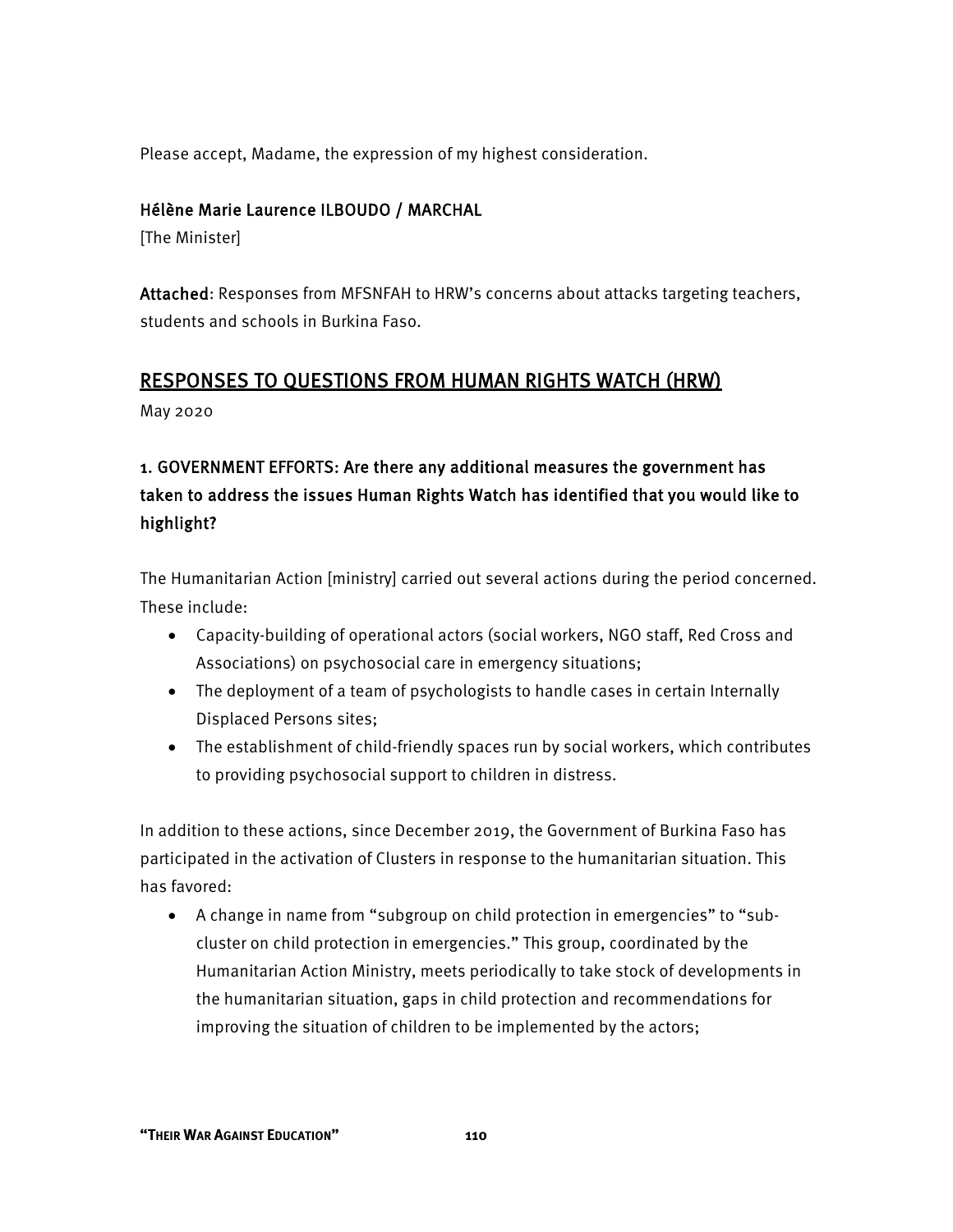Please accept, Madame, the expression of my highest consideration.

Hélène Marie Laurence ILBOUDO / MARCHAL

[The Minister]

**Attached**: Responses from MFSNFAH to HRW's concerns about attacks targeting teachers, students and schools in Burkina Faso.

## RESPONSES TO QUESTIONS FROM HUMAN RIGHTS WATCH (HRW)

May 2020

### 1. GOVERNMENT EFFORTS: Are there any additional measures the government has taken to address the issues Human Rights Watch has identified that you would like to highlight?

The Humanitarian Action [ministry] carried out several actions during the period concerned. These include:

- Capacity-building of operational actors (social workers, NGO staff, Red Cross and Associations) on psychosocial care in emergency situations;
- The deployment of a team of psychologists to handle cases in certain Internally Displaced Persons sites;
- The establishment of child-friendly spaces run by social workers, which contributes to providing psychosocial support to children in distress.

In addition to these actions, since December 2019, the Government of Burkina Faso has participated in the activation of Clusters in response to the humanitarian situation. This has favored:

- A change in name from "subgroup on child protection in emergencies" to "sub-cluster on child protection in emergencies." This group, coordinated by the Humanitarian Action Ministry, meets periodically to take stock of developments in the humanitarian situation, gaps in child protection and recommendations for improving the situation of children to be implemented by the actors;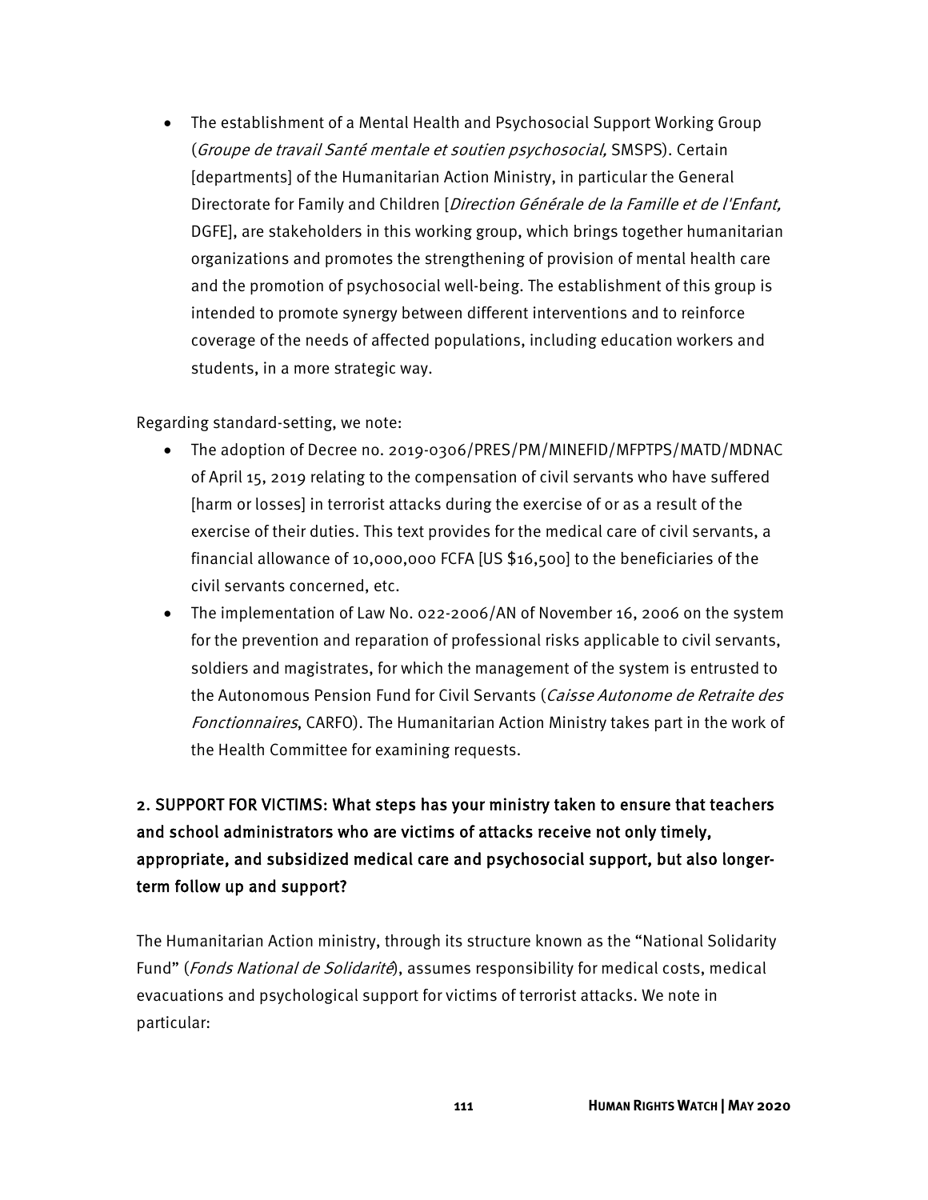- The establishment of a Mental Health and Psychosocial Support Working Group (*Groupe de travail Santé mentale et soutien psychosocial,* SMSPS). Certain [departments] of the Humanitarian Action Ministry, in particular the General Directorate for Family and Children [*Direction Générale de la Famille et de l'Enfant,* DGFE], are stakeholders in this working group, which brings together humanitarian organizations and promotes the strengthening of provision of mental health care and the promotion of psychosocial well-being. The establishment of this group is intended to promote synergy between different interventions and to reinforce coverage of the needs of affected populations, including education workers and students, in a more strategic way.

Regarding standard-setting, we note:

- The adoption of Decree no. 2019-0306/PRES/PM/MINEFID/MFPTPS/MATD/MDNAC of April 15, 2019 relating to the compensation of civil servants who have suffered [harm or losses] in terrorist attacks during the exercise of or as a result of the exercise of their duties. This text provides for the medical care of civil servants, a financial allowance of 10,000,000 FCFA [US $16,500] to the beneficiaries of the civil servants concerned, etc.
- The implementation of Law No. 022-2006/AN of November 16, 2006 on the system for the prevention and reparation of professional risks applicable to civil servants, soldiers and magistrates, for which the management of the system is entrusted to the Autonomous Pension Fund for Civil Servants (*Caisse Autonome de Retraite des Fonctionnaires*, CARFO). The Humanitarian Action Ministry takes part in the work of the Health Committee for examining requests.

## 2. SUPPORT FOR VICTIMS: What steps has your ministry taken to ensure that teachers and school administrators who are victims of attacks receive not only timely, appropriate, and subsidized medical care and psychosocial support, but also longer-term follow up and support?

The Humanitarian Action ministry, through its structure known as the "National Solidarity Fund" (*Fonds National de Solidarité*), assumes responsibility for medical costs, medical evacuations and psychological support for victims of terrorist attacks. We note in particular: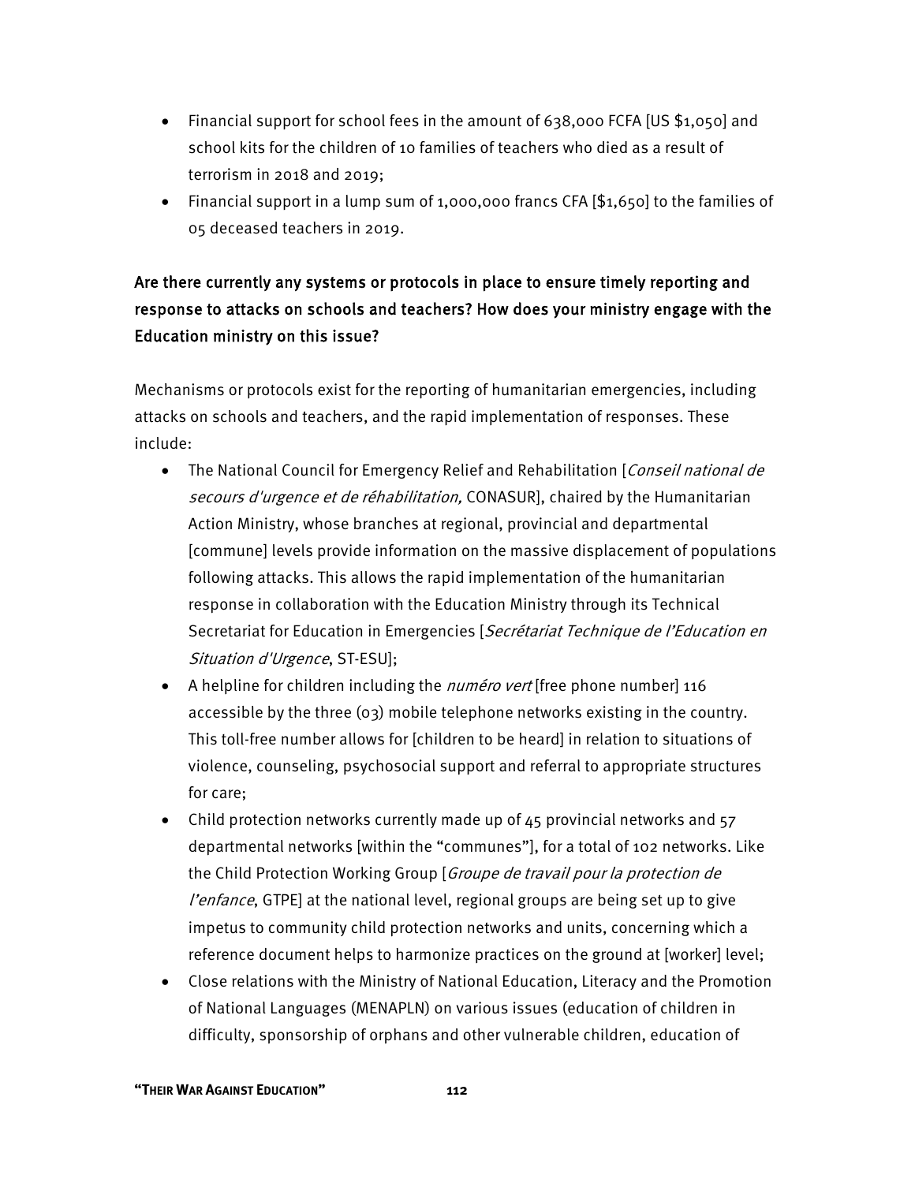- Financial support for school fees in the amount of 638,000 FCFA [US $1,050] and school kits for the children of 10 families of teachers who died as a result of terrorism in 2018 and 2019;
- Financial support in a lump sum of 1,000,000 francs CFA [$1,650] to the families of 05 deceased teachers in 2019.

### Are there currently any systems or protocols in place to ensure timely reporting and response to attacks on schools and teachers? How does your ministry engage with the Education ministry on this issue?

Mechanisms or protocols exist for the reporting of humanitarian emergencies, including attacks on schools and teachers, and the rapid implementation of responses. These include:

- The National Council for Emergency Relief and Rehabilitation [*Conseil national de secours d'urgence et de réhabilitation,* CONASUR], chaired by the Humanitarian Action Ministry, whose branches at regional, provincial and departmental [commune] levels provide information on the massive displacement of populations following attacks. This allows the rapid implementation of the humanitarian response in collaboration with the Education Ministry through its Technical Secretariat for Education in Emergencies [*Secrétariat Technique de l'Education en Situation d'Urgence*, ST-ESU];
- A helpline for children including the *numéro vert* [free phone number] 116 accessible by the three (03) mobile telephone networks existing in the country. This toll-free number allows for [children to be heard] in relation to situations of violence, counseling, psychosocial support and referral to appropriate structures for care;
- Child protection networks currently made up of 45 provincial networks and 57 departmental networks [within the "communes"], for a total of 102 networks. Like the Child Protection Working Group [*Groupe de travail pour la protection de l'enfance*, GTPE] at the national level, regional groups are being set up to give impetus to community child protection networks and units, concerning which a reference document helps to harmonize practices on the ground at [worker] level;
- Close relations with the Ministry of National Education, Literacy and the Promotion of National Languages (MENAPLN) on various issues (education of children in difficulty, sponsorship of orphans and other vulnerable children, education of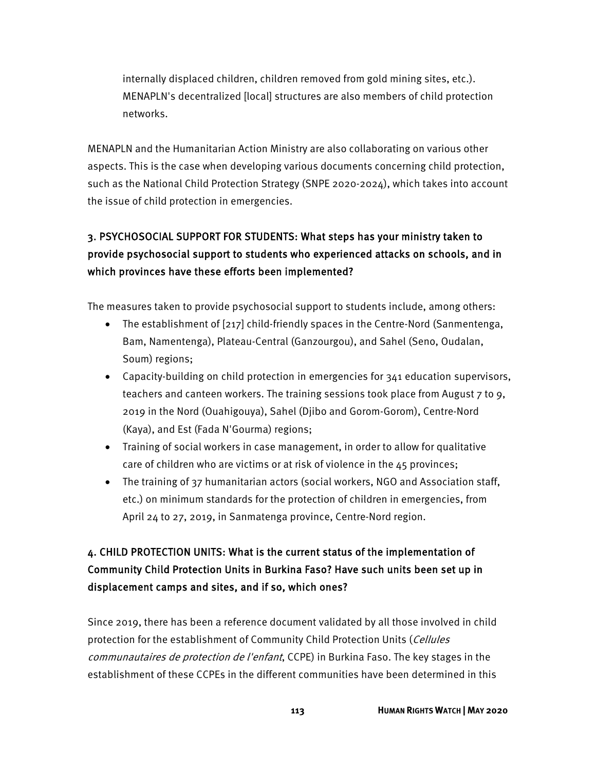internally displaced children, children removed from gold mining sites, etc.). MENAPLN's decentralized [local] structures are also members of child protection networks.

MENAPLN and the Humanitarian Action Ministry are also collaborating on various other aspects. This is the case when developing various documents concerning child protection, such as the National Child Protection Strategy (SNPE 2020-2024), which takes into account the issue of child protection in emergencies.

### 3. PSYCHOSOCIAL SUPPORT FOR STUDENTS: What steps has your ministry taken to provide psychosocial support to students who experienced attacks on schools, and in which provinces have these efforts been implemented?

The measures taken to provide psychosocial support to students include, among others:

- The establishment of [217] child-friendly spaces in the Centre-Nord (Sanmentenga, Bam, Namentenga), Plateau-Central (Ganzourgou), and Sahel (Seno, Oudalan, Soum) regions;
- Capacity-building on child protection in emergencies for 341 education supervisors, teachers and canteen workers. The training sessions took place from August 7 to 9, 2019 in the Nord (Ouahigouya), Sahel (Djibo and Gorom-Gorom), Centre-Nord (Kaya), and Est (Fada N'Gourma) regions;
- Training of social workers in case management, in order to allow for qualitative care of children who are victims or at risk of violence in the 45 provinces;
- The training of 37 humanitarian actors (social workers, NGO and Association staff, etc.) on minimum standards for the protection of children in emergencies, from April 24 to 27, 2019, in Sanmatenga province, Centre-Nord region.

### 4. CHILD PROTECTION UNITS: What is the current status of the implementation of Community Child Protection Units in Burkina Faso? Have such units been set up in displacement camps and sites, and if so, which ones?

Since 2019, there has been a reference document validated by all those involved in child protection for the establishment of Community Child Protection Units (*Cellules communautaires de protection de l'enfant*, CCPE) in Burkina Faso. The key stages in the establishment of these CCPEs in the different communities have been determined in this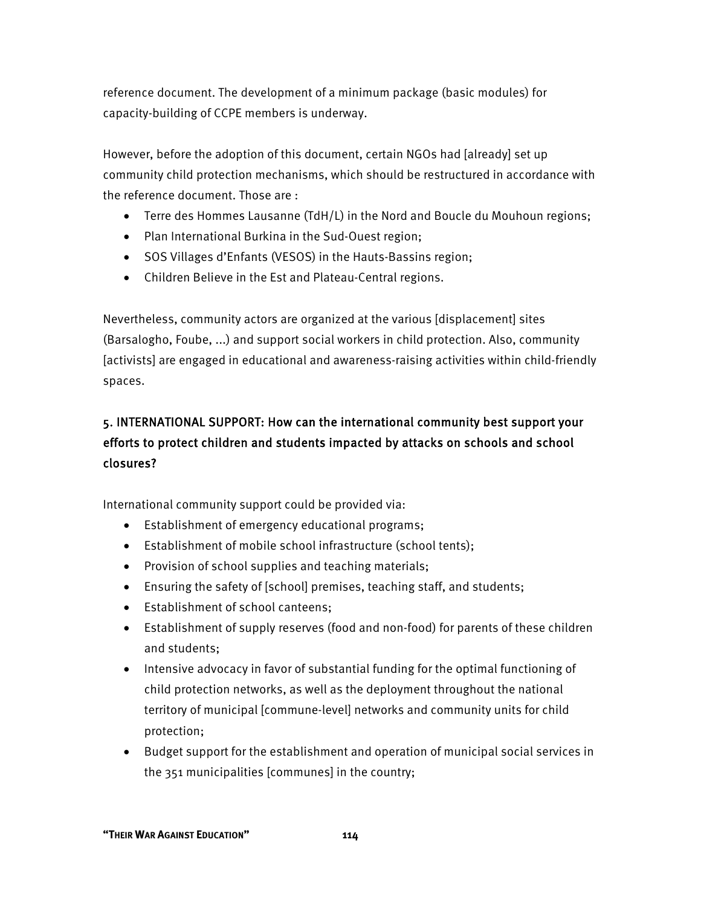reference document. The development of a minimum package (basic modules) for capacity-building of CCPE members is underway.

However, before the adoption of this document, certain NGOs had [already] set up community child protection mechanisms, which should be restructured in accordance with the reference document. Those are :

- Terre des Hommes Lausanne (TdH/L) in the Nord and Boucle du Mouhoun regions;
- Plan International Burkina in the Sud-Ouest region;
- SOS Villages d'Enfants (VESOS) in the Hauts-Bassins region;
- Children Believe in the Est and Plateau-Central regions.

Nevertheless, community actors are organized at the various [displacement] sites (Barsalogho, Foube, ...) and support social workers in child protection. Also, community [activists] are engaged in educational and awareness-raising activities within child-friendly spaces.

## 5. INTERNATIONAL SUPPORT: How can the international community best support your efforts to protect children and students impacted by attacks on schools and school closures?

International community support could be provided via:

- Establishment of emergency educational programs;
- Establishment of mobile school infrastructure (school tents);
- Provision of school supplies and teaching materials;
- Ensuring the safety of [school] premises, teaching staff, and students;
- Establishment of school canteens;
- Establishment of supply reserves (food and non-food) for parents of these children and students;
- Intensive advocacy in favor of substantial funding for the optimal functioning of child protection networks, as well as the deployment throughout the national territory of municipal [commune-level] networks and community units for child protection;
- Budget support for the establishment and operation of municipal social services in the 351 municipalities [communes] in the country;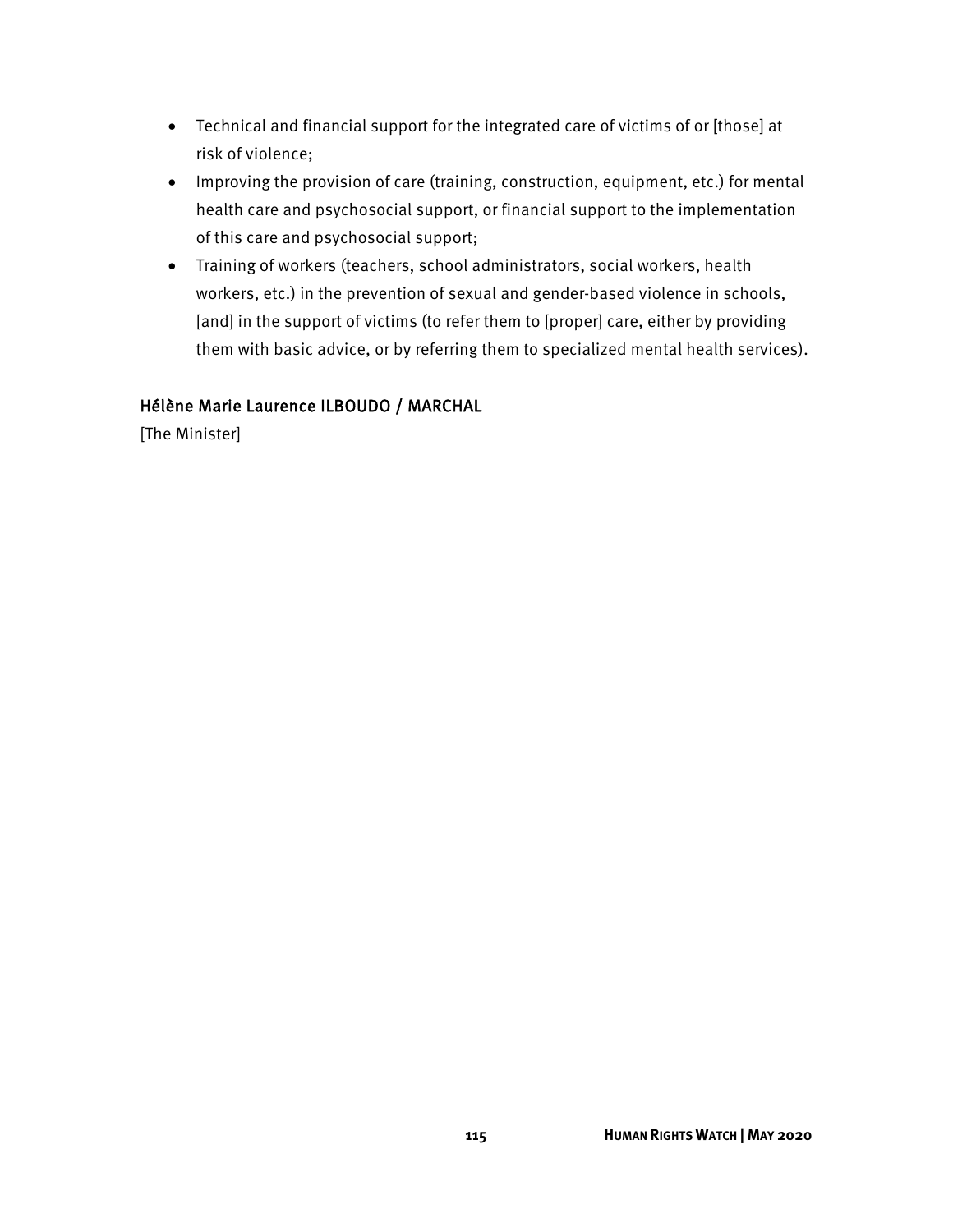- Technical and financial support for the integrated care of victims of or [those] at risk of violence;
- Improving the provision of care (training, construction, equipment, etc.) for mental health care and psychosocial support, or financial support to the implementation of this care and psychosocial support;
- Training of workers (teachers, school administrators, social workers, health workers, etc.) in the prevention of sexual and gender-based violence in schools, [and] in the support of victims (to refer them to [proper] care, either by providing them with basic advice, or by referring them to specialized mental health services).

Hélène Marie Laurence ILBOUDO / MARCHAL

[The Minister]